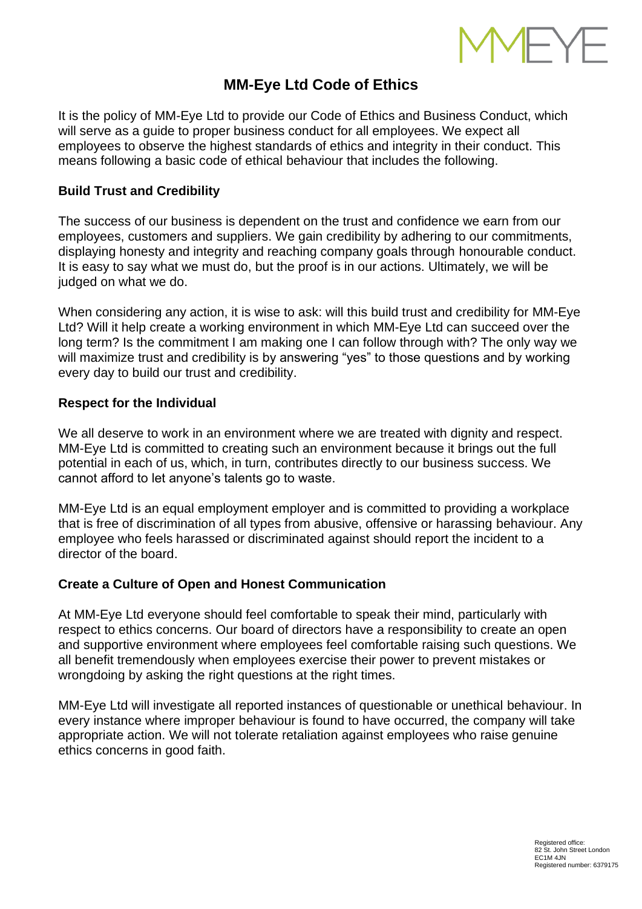# MM-Eye Ltd Code of Ethics

It is the policy of MM-Eye Ltd to provide our Code of Ethics and Business Conduct, which will serve as a guide to proper business conduct for all employees. We expect all employees to observe the highest standards of ethics and integrity in their conduct. This means following a basic code of ethical behaviour that includes the following.

## Build Trust and Credibility

The success of our business is dependent on the trust and confidence we earn from our employees, customers and suppliers. We gain credibility by adhering to our commitments, displaying honesty and integrity and reaching company goals through honourable conduct. It is easy to say what we must do, but the proof is in our actions. Ultimately, we will be judged on what we do.

When considering any action, it is wise to ask: will this build trust and credibility for MM-Eye Ltd? Will it help create a working environment in which MM-Eye Ltd can succeed over the long term? Is the commitment I am making one I can follow through with? The only way we will maximize trust and credibility is by answering "yes" to those questions and by working every day to build our trust and credibility.

## Respect for the Individual

We all deserve to work in an environment where we are treated with dignity and respect. MM-Eye Ltd is committed to creating such an environment because it brings out the full potential in each of us, which, in turn, contributes directly to our business success. We cannot afford to let anyone's talents go to waste.

MM-Eye Ltd is an equal employment employer and is committed to providing a workplace that is free of discrimination of all types from abusive, offensive or harassing behaviour. Any employee who feels harassed or discriminated against should report the incident to a director of the board.

## Create a Culture of Open and Honest Communication

At MM-Eye Ltd everyone should feel comfortable to speak their mind, particularly with respect to ethics concerns. Our board of directors have a responsibility to create an open and supportive environment where employees feel comfortable raising such questions. We all benefit tremendously when employees exercise their power to prevent mistakes or wrongdoing by asking the right questions at the right times.

MM-Eye Ltd will investigate all reported instances of questionable or unethical behaviour. In every instance where improper behaviour is found to have occurred, the company will take appropriate action. We will not tolerate retaliation against employees who raise genuine ethics concerns in good faith.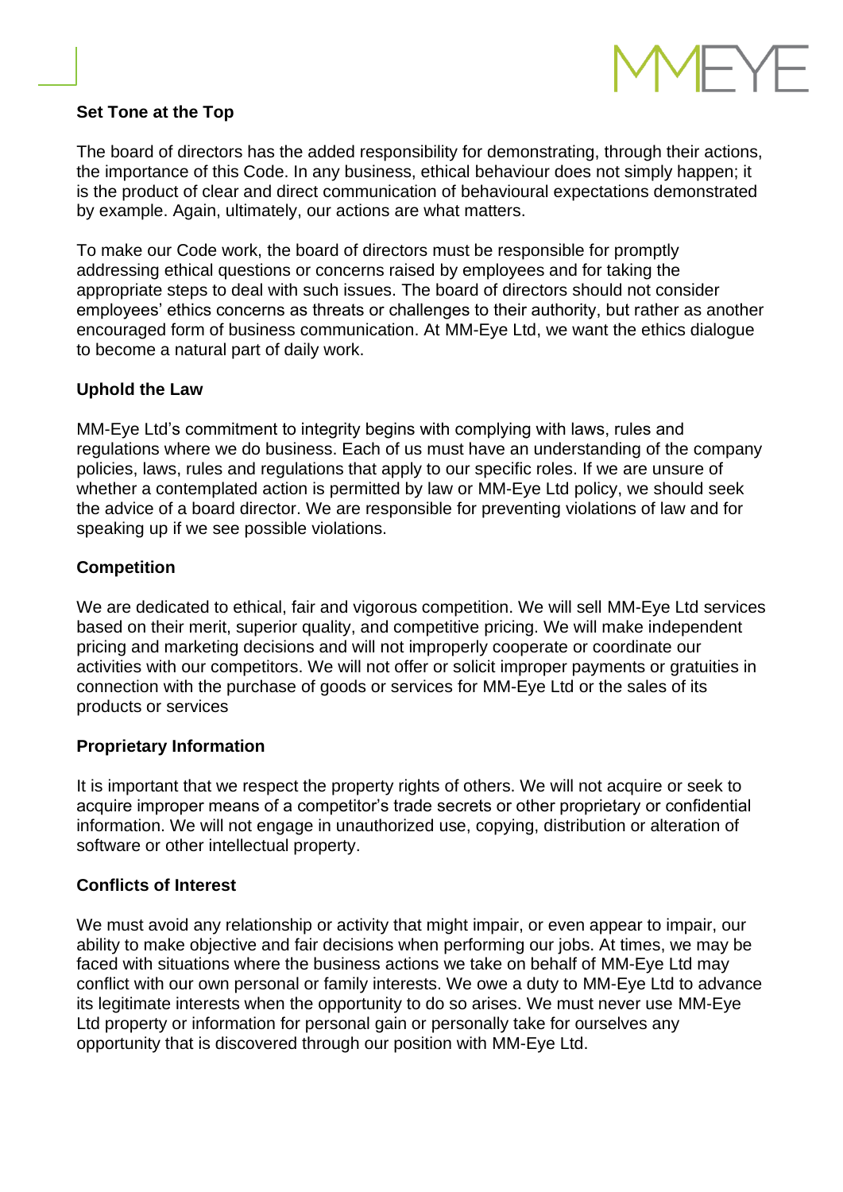**Set Tone at the Top**

The board of directors has the added responsibility for demonstrating, through their actions, the importance of this Code. In any business, ethical behaviour does not simply happen; it is the product of clear and direct communication of behavioural expectations demonstrated by example. Again, ultimately, our actions are what matters.

To make our Code work, the board of directors must be responsible for promptly addressing ethical questions or concerns raised by employees and for taking the appropriate steps to deal with such issues. The board of directors should not consider employees' ethics concerns as threats or challenges to their authority, but rather as another encouraged form of business communication. At MM-Eye Ltd, we want the ethics dialogue to become a natural part of daily work.

**Uphold the Law**

MM-Eye Ltd's commitment to integrity begins with complying with laws, rules and regulations where we do business. Each of us must have an understanding of the company policies, laws, rules and regulations that apply to our specific roles. If we are unsure of whether a contemplated action is permitted by law or MM-Eye Ltd policy, we should seek the advice of a board director. We are responsible for preventing violations of law and for speaking up if we see possible violations.

**Competition**

We are dedicated to ethical, fair and vigorous competition. We will sell MM-Eye Ltd services based on their merit, superior quality, and competitive pricing. We will make independent pricing and marketing decisions and will not improperly cooperate or coordinate our activities with our competitors. We will not offer or solicit improper payments or gratuities in connection with the purchase of goods or services for MM-Eye Ltd or the sales of its products or services

**Proprietary Information**

It is important that we respect the property rights of others. We will not acquire or seek to acquire improper means of a competitor's trade secrets or other proprietary or confidential information. We will not engage in unauthorized use, copying, distribution or alteration of software or other intellectual property.

**Conflicts of Interest**

We must avoid any relationship or activity that might impair, or even appear to impair, our ability to make objective and fair decisions when performing our jobs. At times, we may be faced with situations where the business actions we take on behalf of MM-Eye Ltd may conflict with our own personal or family interests. We owe a duty to MM-Eye Ltd to advance its legitimate interests when the opportunity to do so arises. We must never use MM-Eye Ltd property or information for personal gain or personally take for ourselves any opportunity that is discovered through our position with MM-Eye Ltd.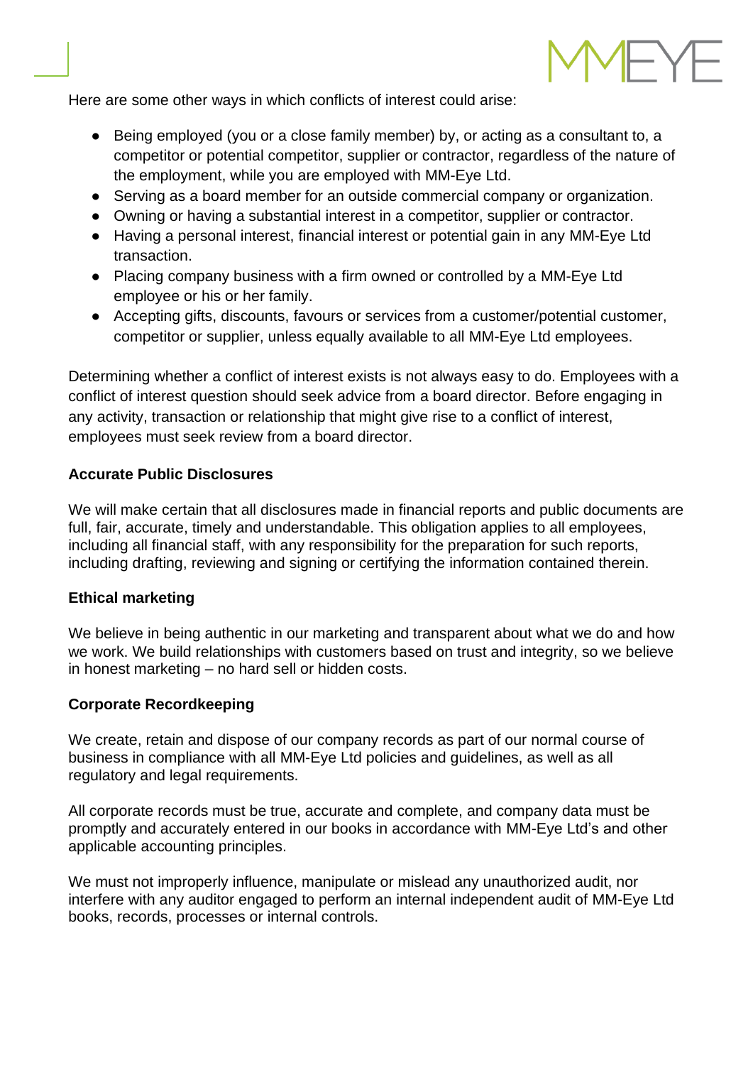Here are some other ways in which conflicts of interest could arise:

- Being employed (you or a close family member) by, or acting as a consultant to, a competitor or potential competitor, supplier or contractor, regardless of the nature of the employment, while you are employed with MM-Eye Ltd.
- Serving as a board member for an outside commercial company or organization.
- Owning or having a substantial interest in a competitor, supplier or contractor.
- Having a personal interest, financial interest or potential gain in any MM-Eye Ltd transaction.
- Placing company business with a firm owned or controlled by a MM-Eye Ltd employee or his or her family.
- Accepting gifts, discounts, favours or services from a customer/potential customer, competitor or supplier, unless equally available to all MM-Eye Ltd employees.

Determining whether a conflict of interest exists is not always easy to do. Employees with a conflict of interest question should seek advice from a board director. Before engaging in any activity, transaction or relationship that might give rise to a conflict of interest, employees must seek review from a board director.

**Accurate Public Disclosures**

We will make certain that all disclosures made in financial reports and public documents are full, fair, accurate, timely and understandable. This obligation applies to all employees, including all financial staff, with any responsibility for the preparation for such reports, including drafting, reviewing and signing or certifying the information contained therein.

**Ethical marketing**

We believe in being authentic in our marketing and transparent about what we do and how we work. We build relationships with customers based on trust and integrity, so we believe in honest marketing – no hard sell or hidden costs.

**Corporate Recordkeeping**

We create, retain and dispose of our company records as part of our normal course of business in compliance with all MM-Eye Ltd policies and guidelines, as well as all regulatory and legal requirements.

All corporate records must be true, accurate and complete, and company data must be promptly and accurately entered in our books in accordance with MM-Eye Ltd's and other applicable accounting principles.

We must not improperly influence, manipulate or mislead any unauthorized audit, nor interfere with any auditor engaged to perform an internal independent audit of MM-Eye Ltd books, records, processes or internal controls.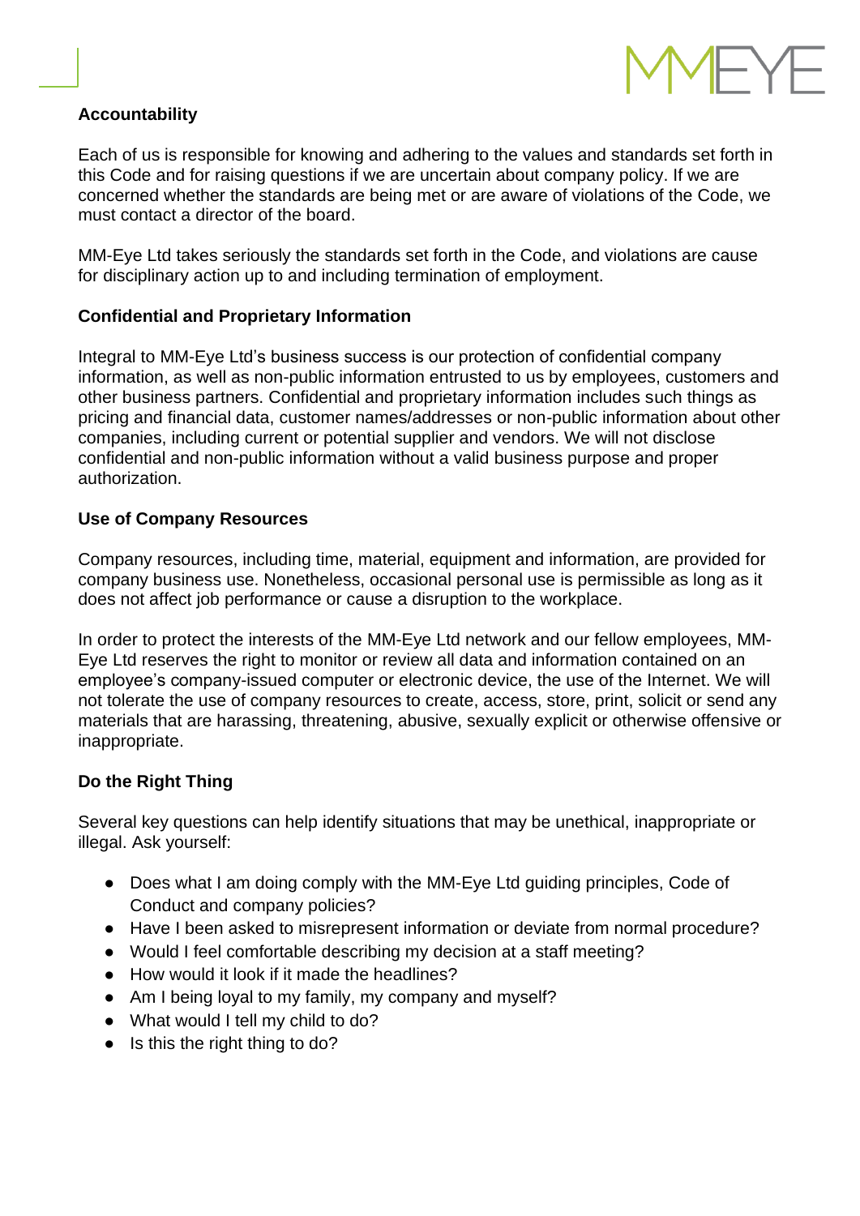**Accountability**

Each of us is responsible for knowing and adhering to the values and standards set forth in this Code and for raising questions if we are uncertain about company policy. If we are concerned whether the standards are being met or are aware of violations of the Code, we must contact a director of the board.

MM-Eye Ltd takes seriously the standards set forth in the Code, and violations are cause for disciplinary action up to and including termination of employment.

**Confidential and Proprietary Information**

Integral to MM-Eye Ltd's business success is our protection of confidential company information, as well as non-public information entrusted to us by employees, customers and other business partners. Confidential and proprietary information includes such things as pricing and financial data, customer names/addresses or non-public information about other companies, including current or potential supplier and vendors. We will not disclose confidential and non-public information without a valid business purpose and proper authorization.

**Use of Company Resources**

Company resources, including time, material, equipment and information, are provided for company business use. Nonetheless, occasional personal use is permissible as long as it does not affect job performance or cause a disruption to the workplace.

In order to protect the interests of the MM-Eye Ltd network and our fellow employees, MM-Eye Ltd reserves the right to monitor or review all data and information contained on an employee's company-issued computer or electronic device, the use of the Internet. We will not tolerate the use of company resources to create, access, store, print, solicit or send any materials that are harassing, threatening, abusive, sexually explicit or otherwise offensive or inappropriate.

**Do the Right Thing**

Several key questions can help identify situations that may be unethical, inappropriate or illegal. Ask yourself:

- Does what I am doing comply with the MM-Eye Ltd guiding principles, Code of Conduct and company policies?
- Have I been asked to misrepresent information or deviate from normal procedure?
- Would I feel comfortable describing my decision at a staff meeting?
- How would it look if it made the headlines?
- Am I being loyal to my family, my company and myself?
- What would I tell my child to do?
- Is this the right thing to do?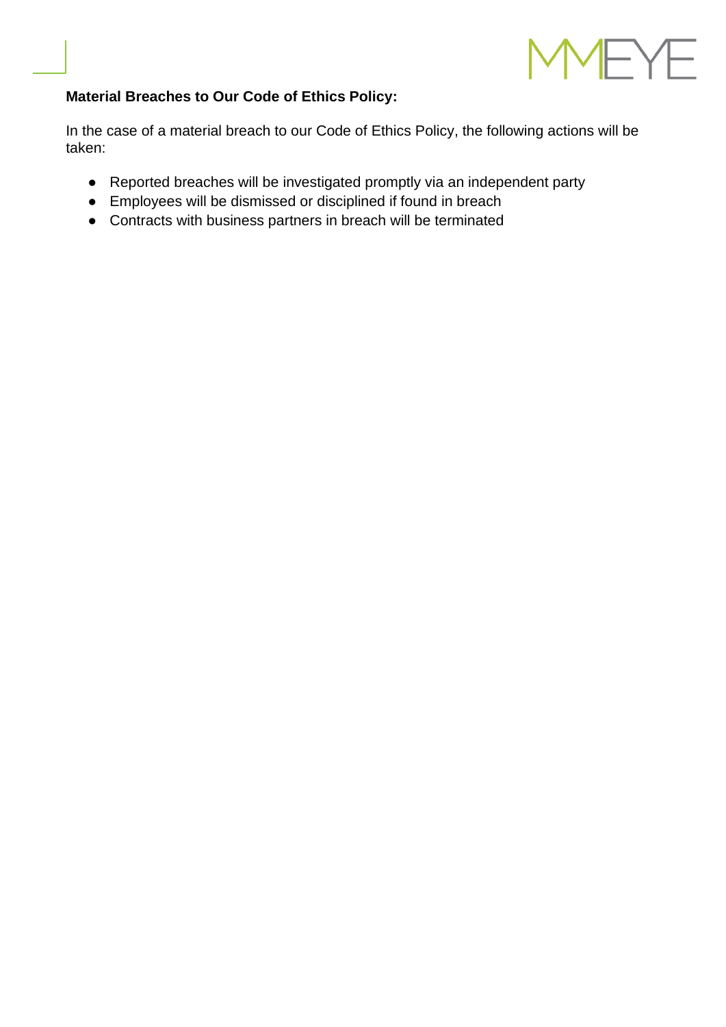**Material Breaches to Our Code of Ethics Policy:**

In the case of a material breach to our Code of Ethics Policy, the following actions will be taken:

- Reported breaches will be investigated promptly via an independent party
- Employees will be dismissed or disciplined if found in breach
- Contracts with business partners in breach will be terminated